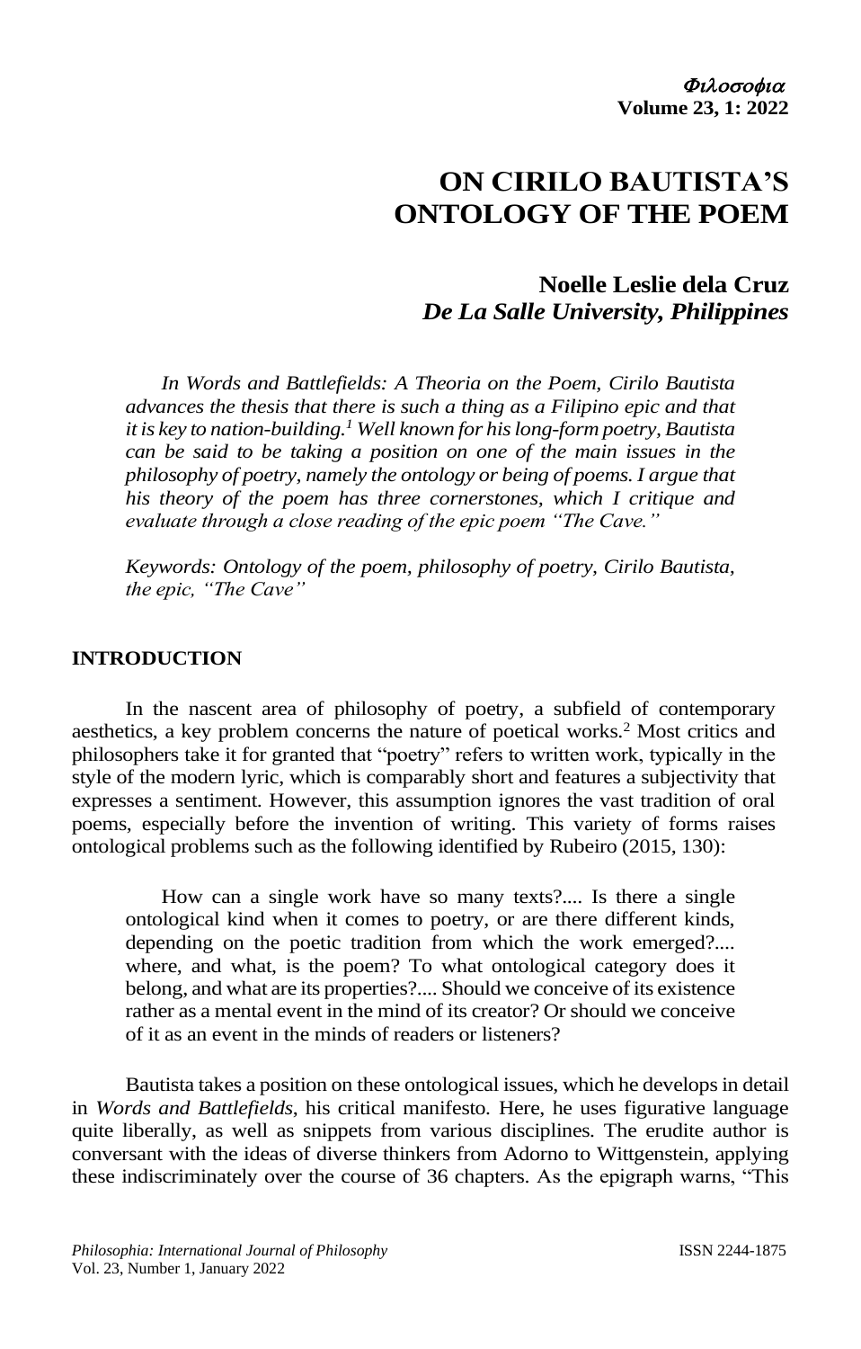# ON CIRILO BAUTISTA'S ONTOLOGY OF THE POEM

**Noelle Leslie dela Cruz**
***De La Salle University, Philippines***

*In Words and Battlefields: A Theoria on the Poem, Cirilo Bautista advances the thesis that there is such a thing as a Filipino epic and that it is key to nation-building.[1] Well known for his long-form poetry, Bautista can be said to be taking a position on one of the main issues in the philosophy of poetry, namely the ontology or being of poems. I argue that his theory of the poem has three cornerstones, which I critique and evaluate through a close reading of the epic poem "The Cave."*

*Keywords: Ontology of the poem, philosophy of poetry, Cirilo Bautista, the epic, "The Cave"*

## INTRODUCTION

In the nascent area of philosophy of poetry, a subfield of contemporary aesthetics, a key problem concerns the nature of poetical works.[2] Most critics and philosophers take it for granted that "poetry" refers to written work, typically in the style of the modern lyric, which is comparably short and features a subjectivity that expresses a sentiment. However, this assumption ignores the vast tradition of oral poems, especially before the invention of writing. This variety of forms raises ontological problems such as the following identified by Rubeiro (2015, 130):

> How can a single work have so many texts?.... Is there a single ontological kind when it comes to poetry, or are there different kinds, depending on the poetic tradition from which the work emerged?.... where, and what, is the poem? To what ontological category does it belong, and what are its properties?.... Should we conceive of its existence rather as a mental event in the mind of its creator? Or should we conceive of it as an event in the minds of readers or listeners?

Bautista takes a position on these ontological issues, which he develops in detail in *Words and Battlefields*, his critical manifesto. Here, he uses figurative language quite liberally, as well as snippets from various disciplines. The erudite author is conversant with the ideas of diverse thinkers from Adorno to Wittgenstein, applying these indiscriminately over the course of 36 chapters. As the epigraph warns, "This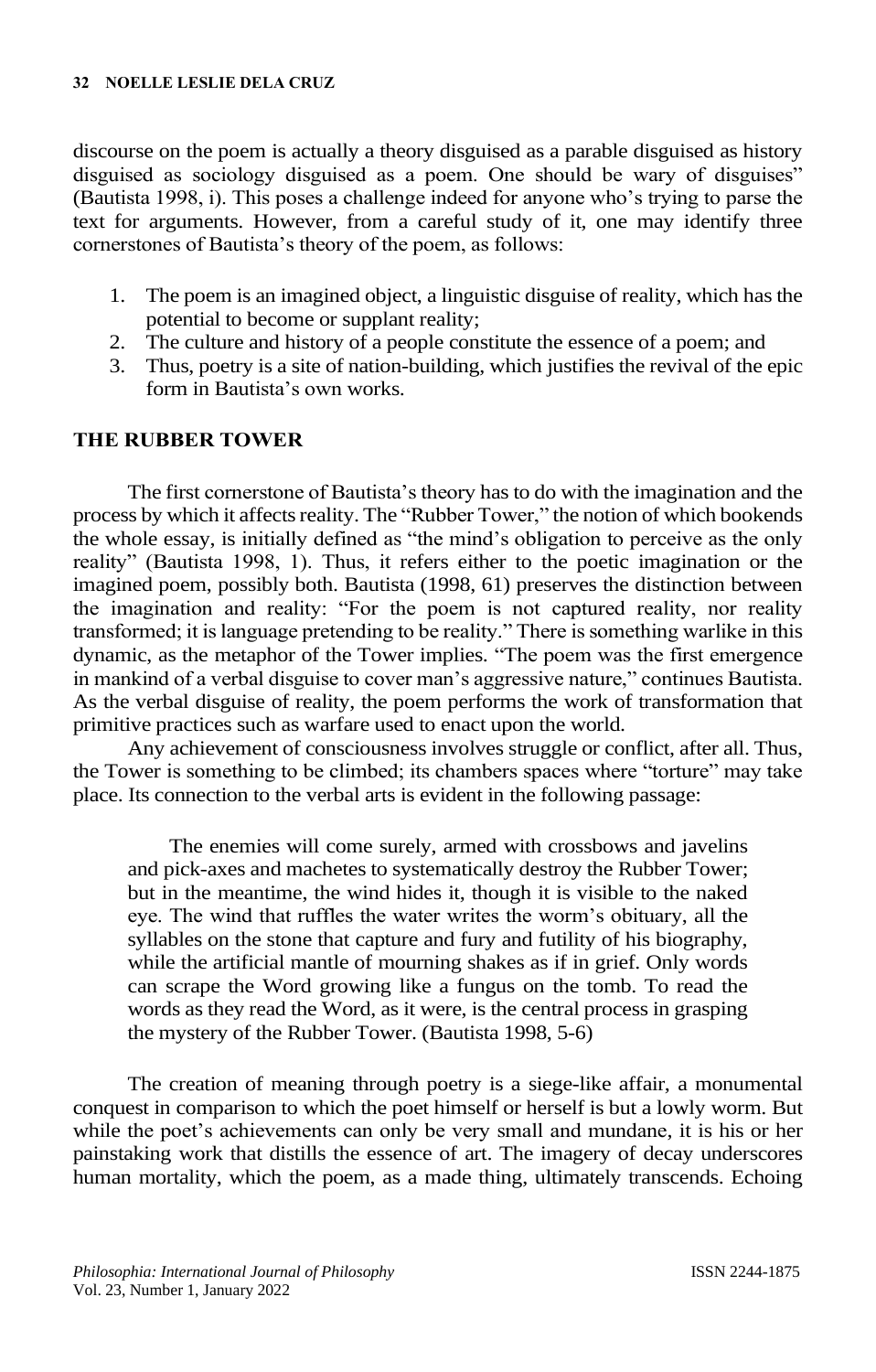discourse on the poem is actually a theory disguised as a parable disguised as history disguised as sociology disguised as a poem. One should be wary of disguises" (Bautista 1998, i). This poses a challenge indeed for anyone who's trying to parse the text for arguments. However, from a careful study of it, one may identify three cornerstones of Bautista's theory of the poem, as follows:

1. The poem is an imagined object, a linguistic disguise of reality, which has the potential to become or supplant reality;
2. The culture and history of a people constitute the essence of a poem; and
3. Thus, poetry is a site of nation-building, which justifies the revival of the epic form in Bautista's own works.

## THE RUBBER TOWER

The first cornerstone of Bautista's theory has to do with the imagination and the process by which it affects reality. The "Rubber Tower," the notion of which bookends the whole essay, is initially defined as "the mind's obligation to perceive as the only reality" (Bautista 1998, 1). Thus, it refers either to the poetic imagination or the imagined poem, possibly both. Bautista (1998, 61) preserves the distinction between the imagination and reality: "For the poem is not captured reality, nor reality transformed; it is language pretending to be reality." There is something warlike in this dynamic, as the metaphor of the Tower implies. "The poem was the first emergence in mankind of a verbal disguise to cover man's aggressive nature," continues Bautista. As the verbal disguise of reality, the poem performs the work of transformation that primitive practices such as warfare used to enact upon the world.

Any achievement of consciousness involves struggle or conflict, after all. Thus, the Tower is something to be climbed; its chambers spaces where "torture" may take place. Its connection to the verbal arts is evident in the following passage:

> The enemies will come surely, armed with crossbows and javelins and pick-axes and machetes to systematically destroy the Rubber Tower; but in the meantime, the wind hides it, though it is visible to the naked eye. The wind that ruffles the water writes the worm's obituary, all the syllables on the stone that capture and fury and futility of his biography, while the artificial mantle of mourning shakes as if in grief. Only words can scrape the Word growing like a fungus on the tomb. To read the words as they read the Word, as it were, is the central process in grasping the mystery of the Rubber Tower. (Bautista 1998, 5-6)

The creation of meaning through poetry is a siege-like affair, a monumental conquest in comparison to which the poet himself or herself is but a lowly worm. But while the poet's achievements can only be very small and mundane, it is his or her painstaking work that distills the essence of art. The imagery of decay underscores human mortality, which the poem, as a made thing, ultimately transcends. Echoing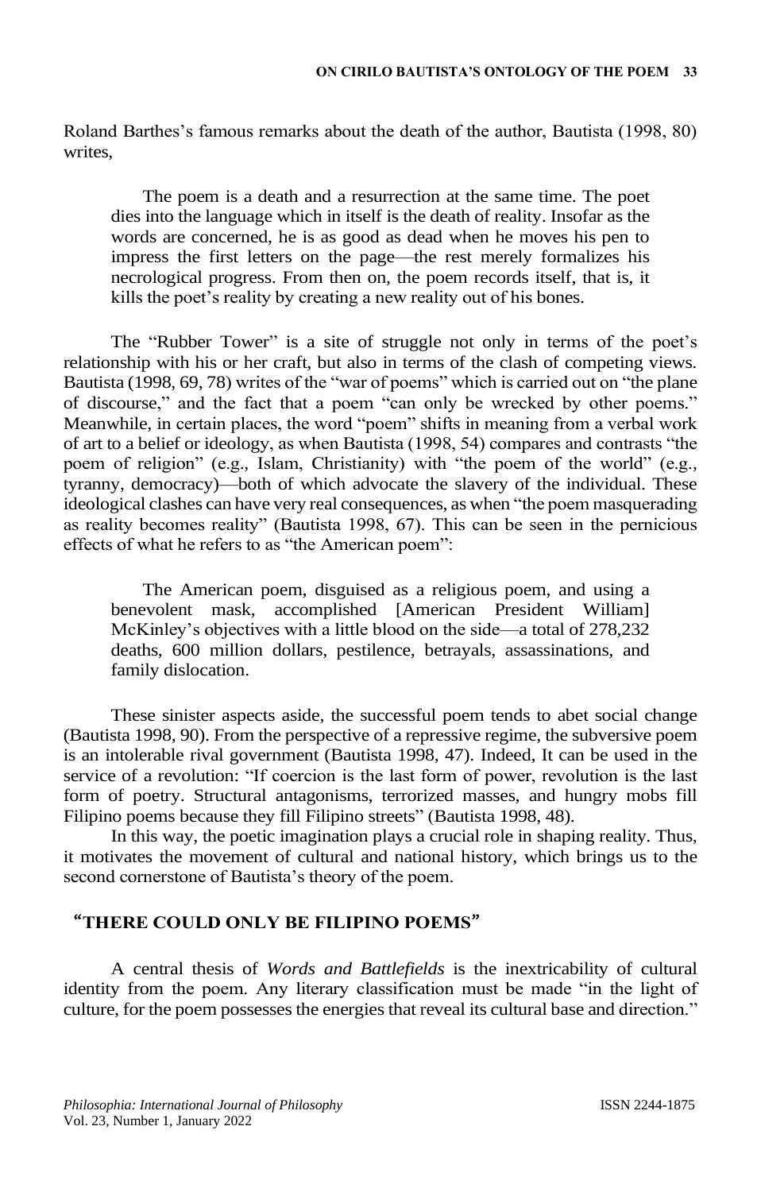Roland Barthes's famous remarks about the death of the author, Bautista (1998, 80) writes,

> The poem is a death and a resurrection at the same time. The poet dies into the language which in itself is the death of reality. Insofar as the words are concerned, he is as good as dead when he moves his pen to impress the first letters on the page—the rest merely formalizes his necrological progress. From then on, the poem records itself, that is, it kills the poet's reality by creating a new reality out of his bones.

The "Rubber Tower" is a site of struggle not only in terms of the poet's relationship with his or her craft, but also in terms of the clash of competing views. Bautista (1998, 69, 78) writes of the "war of poems" which is carried out on "the plane of discourse," and the fact that a poem "can only be wrecked by other poems." Meanwhile, in certain places, the word "poem" shifts in meaning from a verbal work of art to a belief or ideology, as when Bautista (1998, 54) compares and contrasts "the poem of religion" (e.g., Islam, Christianity) with "the poem of the world" (e.g., tyranny, democracy)—both of which advocate the slavery of the individual. These ideological clashes can have very real consequences, as when "the poem masquerading as reality becomes reality" (Bautista 1998, 67). This can be seen in the pernicious effects of what he refers to as "the American poem":

> The American poem, disguised as a religious poem, and using a benevolent mask, accomplished [American President William] McKinley's objectives with a little blood on the side—a total of 278,232 deaths, 600 million dollars, pestilence, betrayals, assassinations, and family dislocation.

These sinister aspects aside, the successful poem tends to abet social change (Bautista 1998, 90). From the perspective of a repressive regime, the subversive poem is an intolerable rival government (Bautista 1998, 47). Indeed, It can be used in the service of a revolution: "If coercion is the last form of power, revolution is the last form of poetry. Structural antagonisms, terrorized masses, and hungry mobs fill Filipino poems because they fill Filipino streets" (Bautista 1998, 48).

In this way, the poetic imagination plays a crucial role in shaping reality. Thus, it motivates the movement of cultural and national history, which brings us to the second cornerstone of Bautista's theory of the poem.

## "THERE COULD ONLY BE FILIPINO POEMS"

A central thesis of *Words and Battlefields* is the inextricability of cultural identity from the poem. Any literary classification must be made "in the light of culture, for the poem possesses the energies that reveal its cultural base and direction."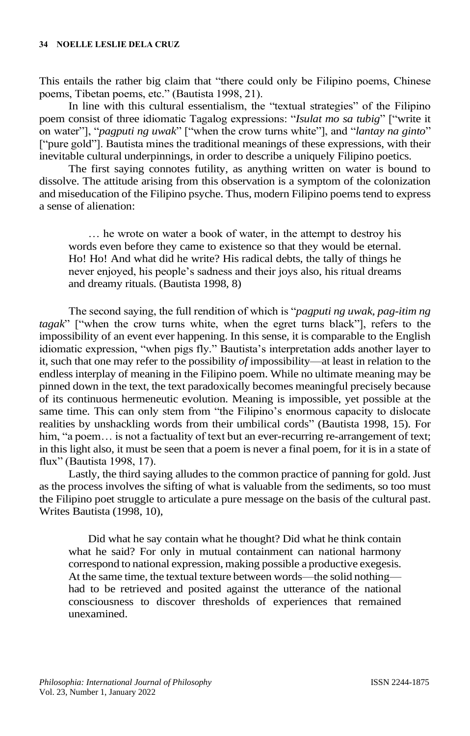This entails the rather big claim that "there could only be Filipino poems, Chinese poems, Tibetan poems, etc." (Bautista 1998, 21).

In line with this cultural essentialism, the "textual strategies" of the Filipino poem consist of three idiomatic Tagalog expressions: "*Isulat mo sa tubig*" ["write it on water"], "*pagputi ng uwak*" ["when the crow turns white"], and "*lantay na ginto*" ["pure gold"]. Bautista mines the traditional meanings of these expressions, with their inevitable cultural underpinnings, in order to describe a uniquely Filipino poetics.

The first saying connotes futility, as anything written on water is bound to dissolve. The attitude arising from this observation is a symptom of the colonization and miseducation of the Filipino psyche. Thus, modern Filipino poems tend to express a sense of alienation:

> … he wrote on water a book of water, in the attempt to destroy his words even before they came to existence so that they would be eternal. Ho! Ho! And what did he write? His radical debts, the tally of things he never enjoyed, his people's sadness and their joys also, his ritual dreams and dreamy rituals. (Bautista 1998, 8)

The second saying, the full rendition of which is "*pagputi ng uwak, pag-itim ng tagak*" ["when the crow turns white, when the egret turns black"], refers to the impossibility of an event ever happening. In this sense, it is comparable to the English idiomatic expression, "when pigs fly." Bautista's interpretation adds another layer to it, such that one may refer to the possibility *of* impossibility—at least in relation to the endless interplay of meaning in the Filipino poem. While no ultimate meaning may be pinned down in the text, the text paradoxically becomes meaningful precisely because of its continuous hermeneutic evolution. Meaning is impossible, yet possible at the same time. This can only stem from "the Filipino's enormous capacity to dislocate realities by unshackling words from their umbilical cords" (Bautista 1998, 15). For him, "a poem… is not a factuality of text but an ever-recurring re-arrangement of text; in this light also, it must be seen that a poem is never a final poem, for it is in a state of flux" (Bautista 1998, 17).

Lastly, the third saying alludes to the common practice of panning for gold. Just as the process involves the sifting of what is valuable from the sediments, so too must the Filipino poet struggle to articulate a pure message on the basis of the cultural past. Writes Bautista (1998, 10),

> Did what he say contain what he thought? Did what he think contain what he said? For only in mutual containment can national harmony correspond to national expression, making possible a productive exegesis. At the same time, the textual texture between words—the solid nothing—had to be retrieved and posited against the utterance of the national consciousness to discover thresholds of experiences that remained unexamined.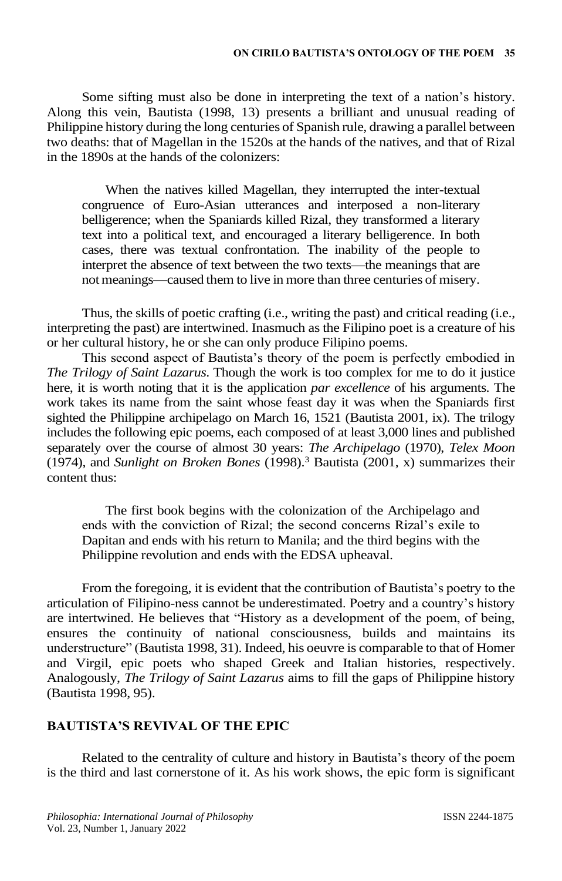Some sifting must also be done in interpreting the text of a nation's history. Along this vein, Bautista (1998, 13) presents a brilliant and unusual reading of Philippine history during the long centuries of Spanish rule, drawing a parallel between two deaths: that of Magellan in the 1520s at the hands of the natives, and that of Rizal in the 1890s at the hands of the colonizers:

> When the natives killed Magellan, they interrupted the inter-textual congruence of Euro-Asian utterances and interposed a non-literary belligerence; when the Spaniards killed Rizal, they transformed a literary text into a political text, and encouraged a literary belligerence. In both cases, there was textual confrontation. The inability of the people to interpret the absence of text between the two texts—the meanings that are not meanings—caused them to live in more than three centuries of misery.

Thus, the skills of poetic crafting (i.e., writing the past) and critical reading (i.e., interpreting the past) are intertwined. Inasmuch as the Filipino poet is a creature of his or her cultural history, he or she can only produce Filipino poems.

This second aspect of Bautista's theory of the poem is perfectly embodied in *The Trilogy of Saint Lazarus*. Though the work is too complex for me to do it justice here, it is worth noting that it is the application *par excellence* of his arguments. The work takes its name from the saint whose feast day it was when the Spaniards first sighted the Philippine archipelago on March 16, 1521 (Bautista 2001, ix). The trilogy includes the following epic poems, each composed of at least 3,000 lines and published separately over the course of almost 30 years: *The Archipelago* (1970), *Telex Moon* (1974), and *Sunlight on Broken Bones* (1998).[3] Bautista (2001, x) summarizes their content thus:

> The first book begins with the colonization of the Archipelago and ends with the conviction of Rizal; the second concerns Rizal's exile to Dapitan and ends with his return to Manila; and the third begins with the Philippine revolution and ends with the EDSA upheaval.

From the foregoing, it is evident that the contribution of Bautista's poetry to the articulation of Filipino-ness cannot be underestimated. Poetry and a country's history are intertwined. He believes that "History as a development of the poem, of being, ensures the continuity of national consciousness, builds and maintains its understructure" (Bautista 1998, 31). Indeed, his oeuvre is comparable to that of Homer and Virgil, epic poets who shaped Greek and Italian histories, respectively. Analogously, *The Trilogy of Saint Lazarus* aims to fill the gaps of Philippine history (Bautista 1998, 95).

## BAUTISTA'S REVIVAL OF THE EPIC

Related to the centrality of culture and history in Bautista's theory of the poem is the third and last cornerstone of it. As his work shows, the epic form is significant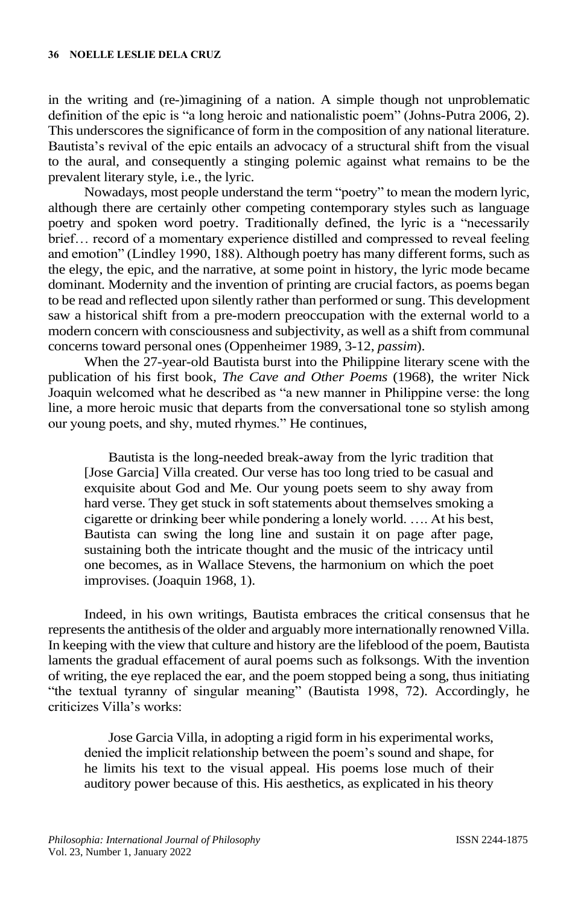in the writing and (re-)imagining of a nation. A simple though not unproblematic definition of the epic is "a long heroic and nationalistic poem" (Johns-Putra 2006, 2). This underscores the significance of form in the composition of any national literature. Bautista's revival of the epic entails an advocacy of a structural shift from the visual to the aural, and consequently a stinging polemic against what remains to be the prevalent literary style, i.e., the lyric.

Nowadays, most people understand the term "poetry" to mean the modern lyric, although there are certainly other competing contemporary styles such as language poetry and spoken word poetry. Traditionally defined, the lyric is a "necessarily brief… record of a momentary experience distilled and compressed to reveal feeling and emotion" (Lindley 1990, 188). Although poetry has many different forms, such as the elegy, the epic, and the narrative, at some point in history, the lyric mode became dominant. Modernity and the invention of printing are crucial factors, as poems began to be read and reflected upon silently rather than performed or sung. This development saw a historical shift from a pre-modern preoccupation with the external world to a modern concern with consciousness and subjectivity, as well as a shift from communal concerns toward personal ones (Oppenheimer 1989, 3-12, *passim*).

When the 27-year-old Bautista burst into the Philippine literary scene with the publication of his first book, *The Cave and Other Poems* (1968), the writer Nick Joaquin welcomed what he described as "a new manner in Philippine verse: the long line, a more heroic music that departs from the conversational tone so stylish among our young poets, and shy, muted rhymes." He continues,

> Bautista is the long-needed break-away from the lyric tradition that [Jose Garcia] Villa created. Our verse has too long tried to be casual and exquisite about God and Me. Our young poets seem to shy away from hard verse. They get stuck in soft statements about themselves smoking a cigarette or drinking beer while pondering a lonely world. …. At his best, Bautista can swing the long line and sustain it on page after page, sustaining both the intricate thought and the music of the intricacy until one becomes, as in Wallace Stevens, the harmonium on which the poet improvises. (Joaquin 1968, 1).

Indeed, in his own writings, Bautista embraces the critical consensus that he represents the antithesis of the older and arguably more internationally renowned Villa. In keeping with the view that culture and history are the lifeblood of the poem, Bautista laments the gradual effacement of aural poems such as folksongs. With the invention of writing, the eye replaced the ear, and the poem stopped being a song, thus initiating "the textual tyranny of singular meaning" (Bautista 1998, 72). Accordingly, he criticizes Villa's works:

> Jose Garcia Villa, in adopting a rigid form in his experimental works, denied the implicit relationship between the poem's sound and shape, for he limits his text to the visual appeal. His poems lose much of their auditory power because of this. His aesthetics, as explicated in his theory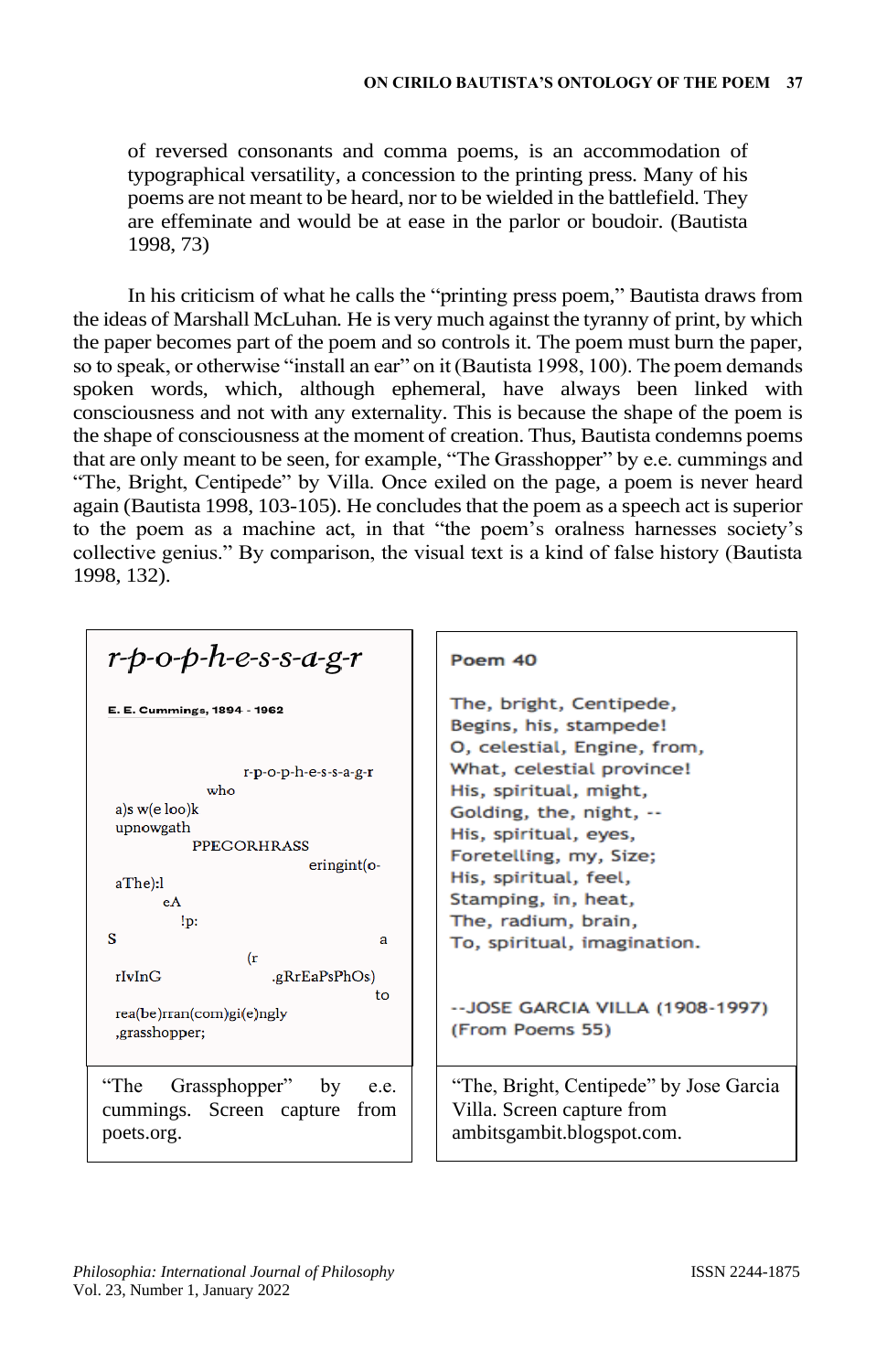of reversed consonants and comma poems, is an accommodation of typographical versatility, a concession to the printing press. Many of his poems are not meant to be heard, nor to be wielded in the battlefield. They are effeminate and would be at ease in the parlor or boudoir. (Bautista 1998, 73)

In his criticism of what he calls the "printing press poem," Bautista draws from the ideas of Marshall McLuhan. He is very much against the tyranny of print, by which the paper becomes part of the poem and so controls it. The poem must burn the paper, so to speak, or otherwise "install an ear" on it (Bautista 1998, 100). The poem demands spoken words, which, although ephemeral, have always been linked with consciousness and not with any externality. This is because the shape of the poem is the shape of consciousness at the moment of creation. Thus, Bautista condemns poems that are only meant to be seen, for example, "The Grasshopper" by e.e. cummings and "The, Bright, Centipede" by Villa. Once exiled on the page, a poem is never heard again (Bautista 1998, 103-105). He concludes that the poem as a speech act is superior to the poem as a machine act, in that "the poem's oralness harnesses society's collective genius." By comparison, the visual text is a kind of false history (Bautista 1998, 132).

| *r-p-o-p-h-e-s-s-a-g-r*<br><br>**E. E. Cummings, 1894 - 1962**<br><br>r-p-o-p-h-e-s-s-a-g-r<br>who<br>a)s w(e loo)k<br>upnowgath<br>PPEGORHRASS<br>eringint(o-<br>aThe):l<br>eA<br>!p:<br>S a<br>(r<br>rIvInG .gRrEaPsPhOs)<br>to<br>rea(be)rran(com)gi(e)ngly<br>,grasshopper; | **Poem 40**<br><br>The, bright, Centipede,<br>Begins, his, stampede!<br>O, celestial, Engine, from,<br>What, celestial province!<br>His, spiritual, might,<br>Golding, the, night, --<br>His, spiritual, eyes,<br>Foretelling, my, Size;<br>His, spiritual, feel,<br>Stamping, in, heat,<br>The, radium, brain,<br>To, spiritual, imagination.<br><br>--JOSE GARCIA VILLA (1908-1997)<br>(From Poems 55) |
|---|---|
| "The Grassphopper" by e.e. cummings. Screen capture from poets.org. | "The, Bright, Centipede" by Jose Garcia Villa. Screen capture from ambitsgambit.blogspot.com. |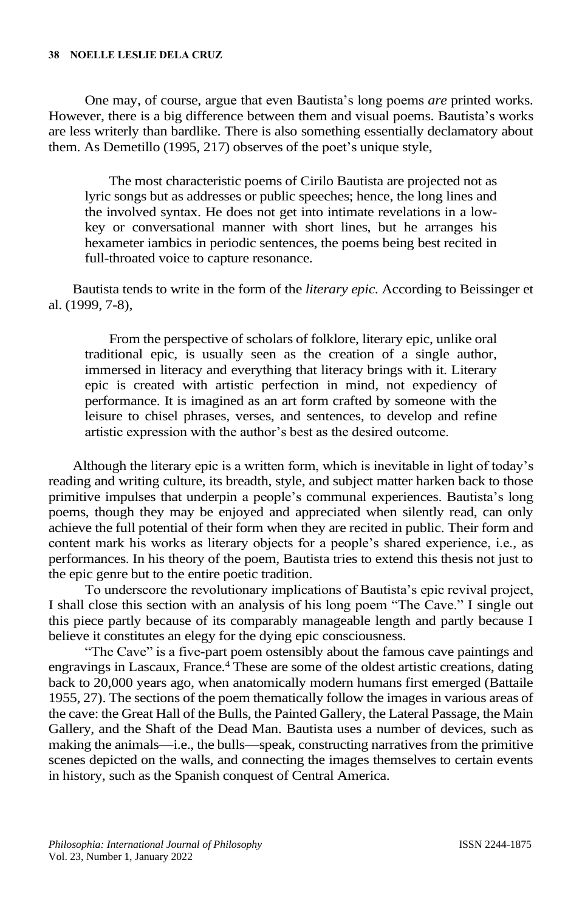One may, of course, argue that even Bautista's long poems *are* printed works. However, there is a big difference between them and visual poems. Bautista's works are less writerly than bardlike. There is also something essentially declamatory about them. As Demetillo (1995, 217) observes of the poet's unique style,

> The most characteristic poems of Cirilo Bautista are projected not as lyric songs but as addresses or public speeches; hence, the long lines and the involved syntax. He does not get into intimate revelations in a low-key or conversational manner with short lines, but he arranges his hexameter iambics in periodic sentences, the poems being best recited in full-throated voice to capture resonance.

Bautista tends to write in the form of the *literary epic*. According to Beissinger et al. (1999, 7-8),

> From the perspective of scholars of folklore, literary epic, unlike oral traditional epic, is usually seen as the creation of a single author, immersed in literacy and everything that literacy brings with it. Literary epic is created with artistic perfection in mind, not expediency of performance. It is imagined as an art form crafted by someone with the leisure to chisel phrases, verses, and sentences, to develop and refine artistic expression with the author's best as the desired outcome.

Although the literary epic is a written form, which is inevitable in light of today's reading and writing culture, its breadth, style, and subject matter harken back to those primitive impulses that underpin a people's communal experiences. Bautista's long poems, though they may be enjoyed and appreciated when silently read, can only achieve the full potential of their form when they are recited in public. Their form and content mark his works as literary objects for a people's shared experience, i.e., as performances. In his theory of the poem, Bautista tries to extend this thesis not just to the epic genre but to the entire poetic tradition.

To underscore the revolutionary implications of Bautista's epic revival project, I shall close this section with an analysis of his long poem "The Cave." I single out this piece partly because of its comparably manageable length and partly because I believe it constitutes an elegy for the dying epic consciousness.

"The Cave" is a five-part poem ostensibly about the famous cave paintings and engravings in Lascaux, France.[4] These are some of the oldest artistic creations, dating back to 20,000 years ago, when anatomically modern humans first emerged (Battaile 1955, 27). The sections of the poem thematically follow the images in various areas of the cave: the Great Hall of the Bulls, the Painted Gallery, the Lateral Passage, the Main Gallery, and the Shaft of the Dead Man. Bautista uses a number of devices, such as making the animals—i.e., the bulls—speak, constructing narratives from the primitive scenes depicted on the walls, and connecting the images themselves to certain events in history, such as the Spanish conquest of Central America.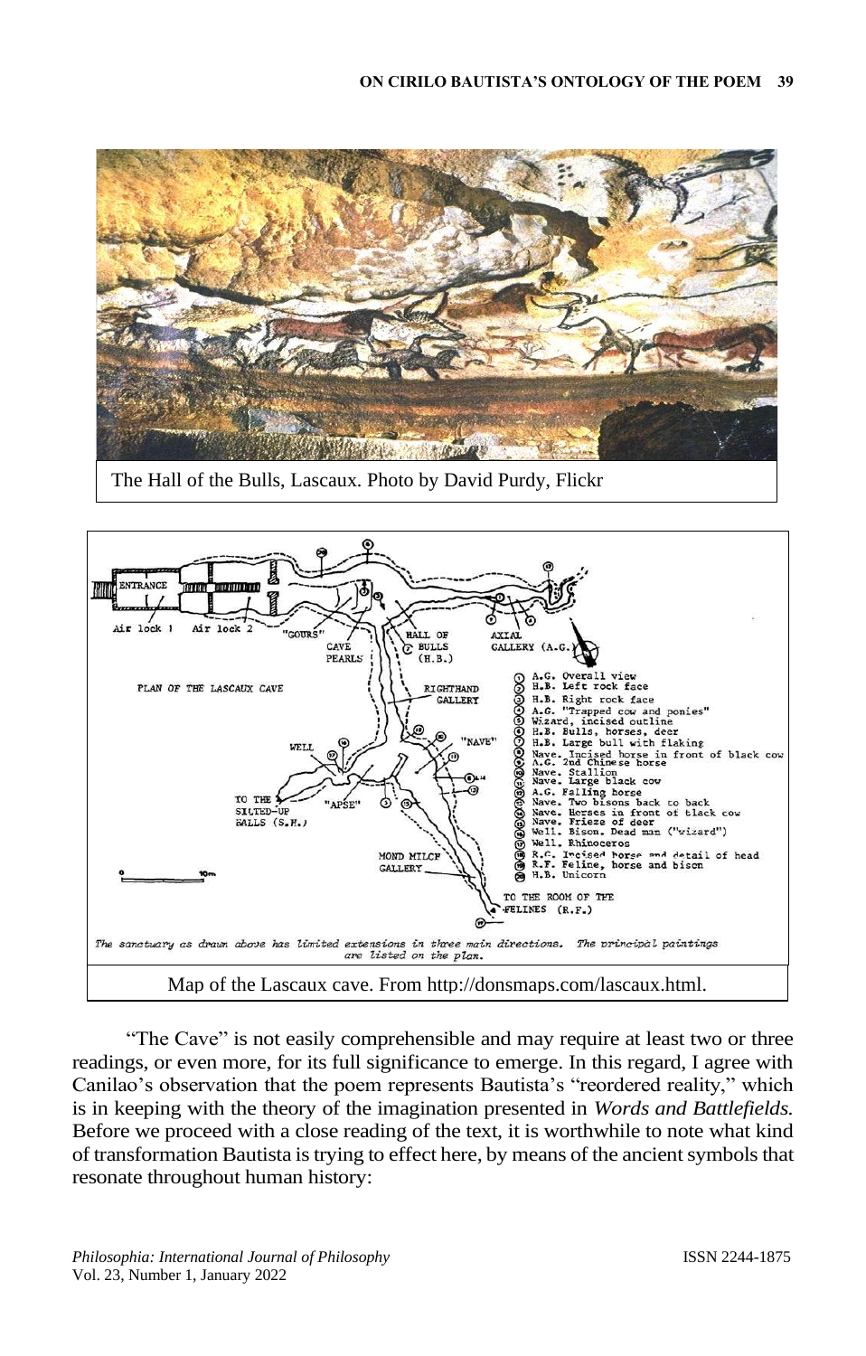The Hall of the Bulls, Lascaux. Photo by David Purdy, Flickr

Map of the Lascaux cave. From http://donsmaps.com/lascaux.html.

"The Cave" is not easily comprehensible and may require at least two or three readings, or even more, for its full significance to emerge. In this regard, I agree with Canilao's observation that the poem represents Bautista's "reordered reality," which is in keeping with the theory of the imagination presented in *Words and Battlefields.* Before we proceed with a close reading of the text, it is worthwhile to note what kind of transformation Bautista is trying to effect here, by means of the ancient symbols that resonate throughout human history: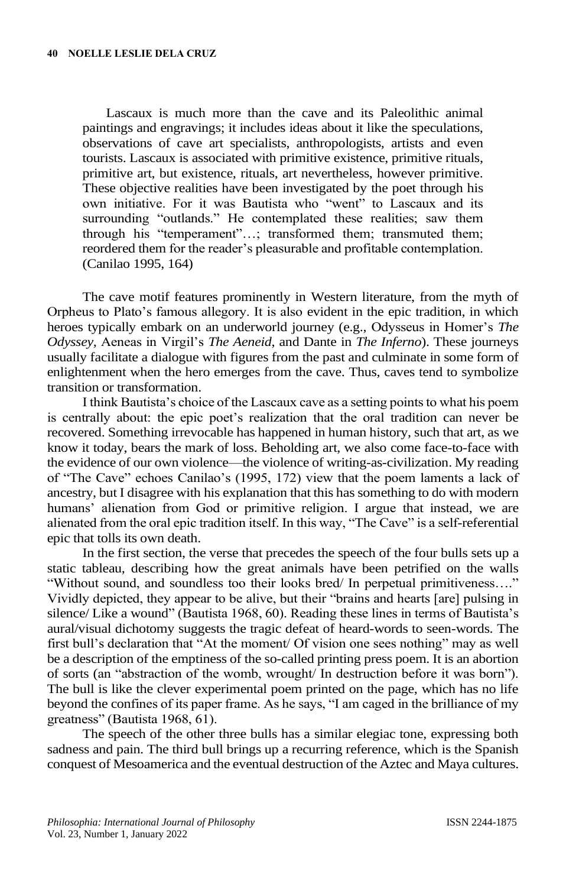> Lascaux is much more than the cave and its Paleolithic animal paintings and engravings; it includes ideas about it like the speculations, observations of cave art specialists, anthropologists, artists and even tourists. Lascaux is associated with primitive existence, primitive rituals, primitive art, but existence, rituals, art nevertheless, however primitive. These objective realities have been investigated by the poet through his own initiative. For it was Bautista who "went" to Lascaux and its surrounding "outlands." He contemplated these realities; saw them through his "temperament"…; transformed them; transmuted them; reordered them for the reader's pleasurable and profitable contemplation. (Canilao 1995, 164)

The cave motif features prominently in Western literature, from the myth of Orpheus to Plato's famous allegory. It is also evident in the epic tradition, in which heroes typically embark on an underworld journey (e.g., Odysseus in Homer's *The Odyssey*, Aeneas in Virgil's *The Aeneid,* and Dante in *The Inferno*). These journeys usually facilitate a dialogue with figures from the past and culminate in some form of enlightenment when the hero emerges from the cave. Thus, caves tend to symbolize transition or transformation.

I think Bautista's choice of the Lascaux cave as a setting points to what his poem is centrally about: the epic poet's realization that the oral tradition can never be recovered. Something irrevocable has happened in human history, such that art, as we know it today, bears the mark of loss. Beholding art, we also come face-to-face with the evidence of our own violence—the violence of writing-as-civilization. My reading of "The Cave" echoes Canilao's (1995, 172) view that the poem laments a lack of ancestry, but I disagree with his explanation that this has something to do with modern humans' alienation from God or primitive religion. I argue that instead, we are alienated from the oral epic tradition itself. In this way, "The Cave" is a self-referential epic that tolls its own death.

In the first section, the verse that precedes the speech of the four bulls sets up a static tableau, describing how the great animals have been petrified on the walls "Without sound, and soundless too their looks bred/ In perpetual primitiveness…." Vividly depicted, they appear to be alive, but their "brains and hearts [are] pulsing in silence/ Like a wound" (Bautista 1968, 60). Reading these lines in terms of Bautista's aural/visual dichotomy suggests the tragic defeat of heard-words to seen-words. The first bull's declaration that "At the moment/ Of vision one sees nothing" may as well be a description of the emptiness of the so-called printing press poem. It is an abortion of sorts (an "abstraction of the womb, wrought/ In destruction before it was born"). The bull is like the clever experimental poem printed on the page, which has no life beyond the confines of its paper frame. As he says, "I am caged in the brilliance of my greatness" (Bautista 1968, 61).

The speech of the other three bulls has a similar elegiac tone, expressing both sadness and pain. The third bull brings up a recurring reference, which is the Spanish conquest of Mesoamerica and the eventual destruction of the Aztec and Maya cultures.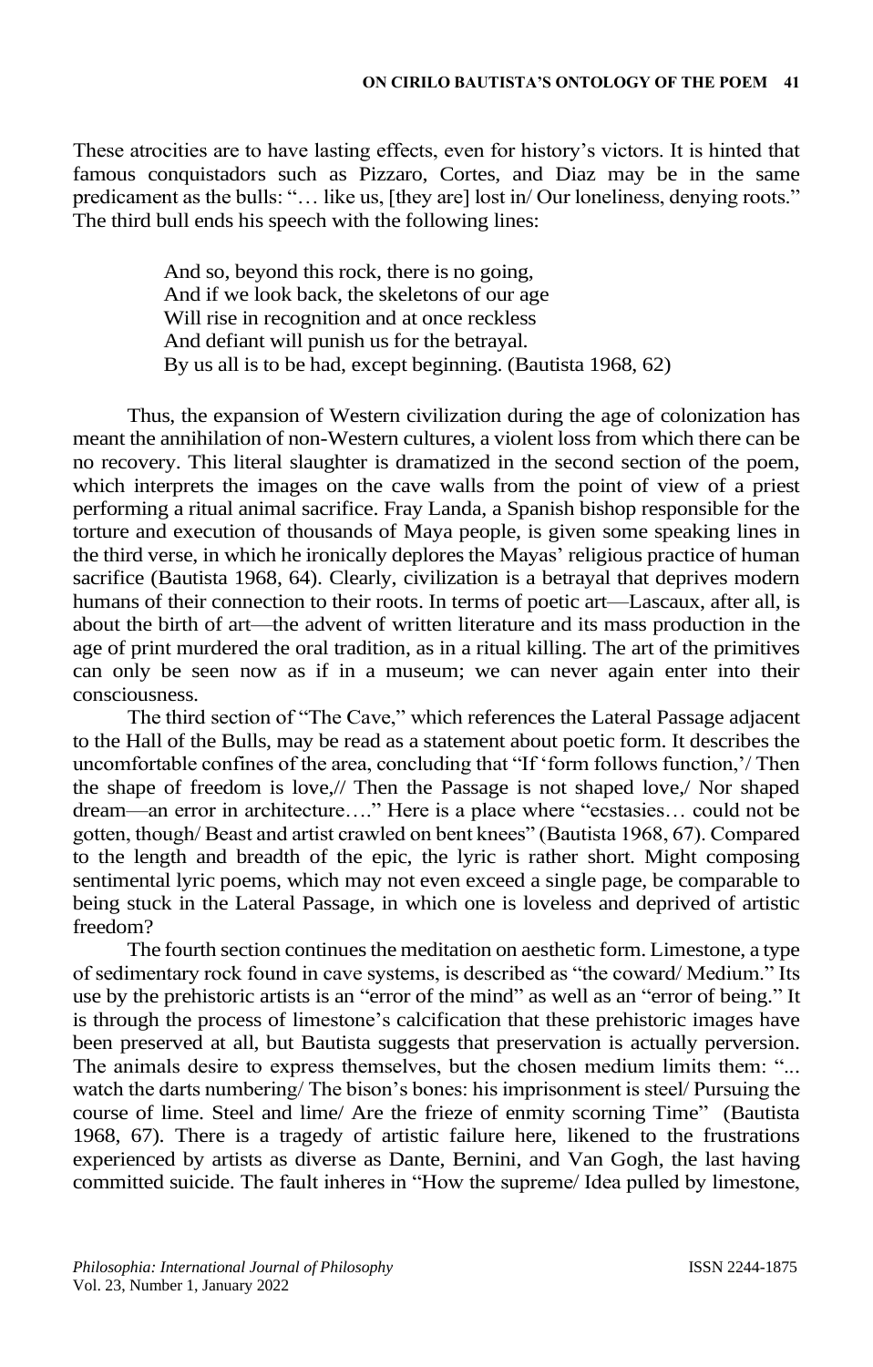These atrocities are to have lasting effects, even for history's victors. It is hinted that famous conquistadors such as Pizzaro, Cortes, and Diaz may be in the same predicament as the bulls: "… like us, [they are] lost in/ Our loneliness, denying roots." The third bull ends his speech with the following lines:

> And so, beyond this rock, there is no going,
> And if we look back, the skeletons of our age
> Will rise in recognition and at once reckless
> And defiant will punish us for the betrayal.
> By us all is to be had, except beginning. (Bautista 1968, 62)

Thus, the expansion of Western civilization during the age of colonization has meant the annihilation of non-Western cultures, a violent loss from which there can be no recovery. This literal slaughter is dramatized in the second section of the poem, which interprets the images on the cave walls from the point of view of a priest performing a ritual animal sacrifice. Fray Landa, a Spanish bishop responsible for the torture and execution of thousands of Maya people, is given some speaking lines in the third verse, in which he ironically deplores the Mayas' religious practice of human sacrifice (Bautista 1968, 64). Clearly, civilization is a betrayal that deprives modern humans of their connection to their roots. In terms of poetic art—Lascaux, after all, is about the birth of art—the advent of written literature and its mass production in the age of print murdered the oral tradition, as in a ritual killing. The art of the primitives can only be seen now as if in a museum; we can never again enter into their consciousness.

The third section of "The Cave," which references the Lateral Passage adjacent to the Hall of the Bulls, may be read as a statement about poetic form. It describes the uncomfortable confines of the area, concluding that "If 'form follows function,'/ Then the shape of freedom is love,// Then the Passage is not shaped love,/ Nor shaped dream—an error in architecture…." Here is a place where "ecstasies… could not be gotten, though/ Beast and artist crawled on bent knees" (Bautista 1968, 67). Compared to the length and breadth of the epic, the lyric is rather short. Might composing sentimental lyric poems, which may not even exceed a single page, be comparable to being stuck in the Lateral Passage, in which one is loveless and deprived of artistic freedom?

The fourth section continues the meditation on aesthetic form. Limestone, a type of sedimentary rock found in cave systems, is described as "the coward/ Medium." Its use by the prehistoric artists is an "error of the mind" as well as an "error of being." It is through the process of limestone's calcification that these prehistoric images have been preserved at all, but Bautista suggests that preservation is actually perversion. The animals desire to express themselves, but the chosen medium limits them: "... watch the darts numbering/ The bison's bones: his imprisonment is steel/ Pursuing the course of lime. Steel and lime/ Are the frieze of enmity scorning Time" (Bautista 1968, 67). There is a tragedy of artistic failure here, likened to the frustrations experienced by artists as diverse as Dante, Bernini, and Van Gogh, the last having committed suicide. The fault inheres in "How the supreme/ Idea pulled by limestone,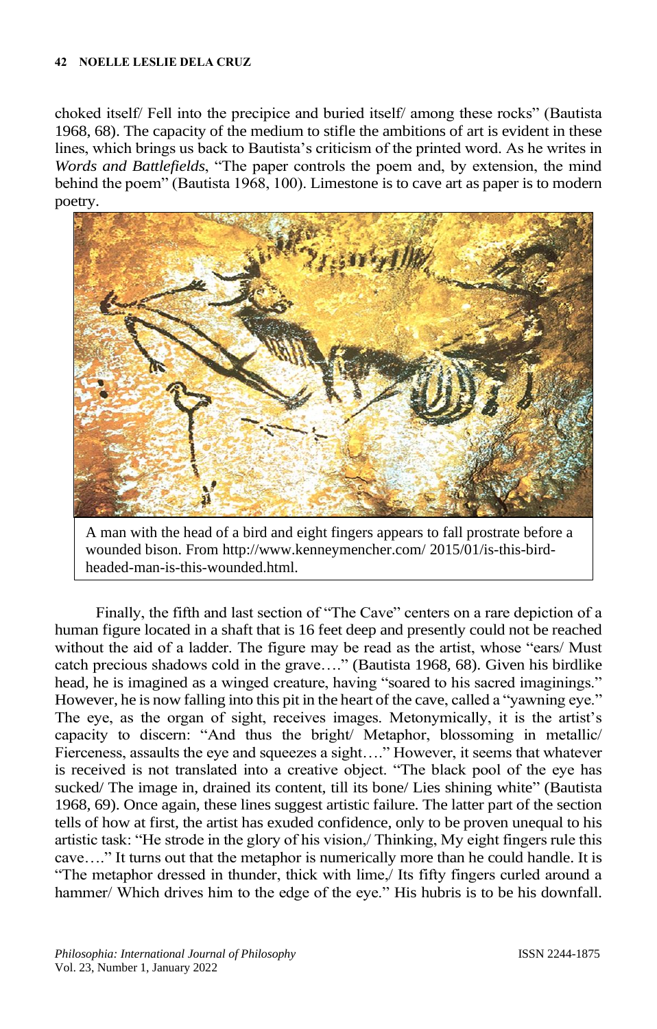choked itself/ Fell into the precipice and buried itself/ among these rocks" (Bautista 1968, 68). The capacity of the medium to stifle the ambitions of art is evident in these lines, which brings us back to Bautista's criticism of the printed word. As he writes in *Words and Battlefields*, "The paper controls the poem and, by extension, the mind behind the poem" (Bautista 1968, 100). Limestone is to cave art as paper is to modern poetry.

A man with the head of a bird and eight fingers appears to fall prostrate before a wounded bison. From http://www.kenneymencher.com/ 2015/01/is-this-bird-headed-man-is-this-wounded.html.

Finally, the fifth and last section of "The Cave" centers on a rare depiction of a human figure located in a shaft that is 16 feet deep and presently could not be reached without the aid of a ladder. The figure may be read as the artist, whose "ears/ Must catch precious shadows cold in the grave…." (Bautista 1968, 68). Given his birdlike head, he is imagined as a winged creature, having "soared to his sacred imaginings." However, he is now falling into this pit in the heart of the cave, called a "yawning eye." The eye, as the organ of sight, receives images. Metonymically, it is the artist's capacity to discern: "And thus the bright/ Metaphor, blossoming in metallic/ Fierceness, assaults the eye and squeezes a sight…." However, it seems that whatever is received is not translated into a creative object. "The black pool of the eye has sucked/ The image in, drained its content, till its bone/ Lies shining white" (Bautista 1968, 69). Once again, these lines suggest artistic failure. The latter part of the section tells of how at first, the artist has exuded confidence, only to be proven unequal to his artistic task: "He strode in the glory of his vision,/ Thinking, My eight fingers rule this cave…." It turns out that the metaphor is numerically more than he could handle. It is "The metaphor dressed in thunder, thick with lime,/ Its fifty fingers curled around a hammer/ Which drives him to the edge of the eye." His hubris is to be his downfall.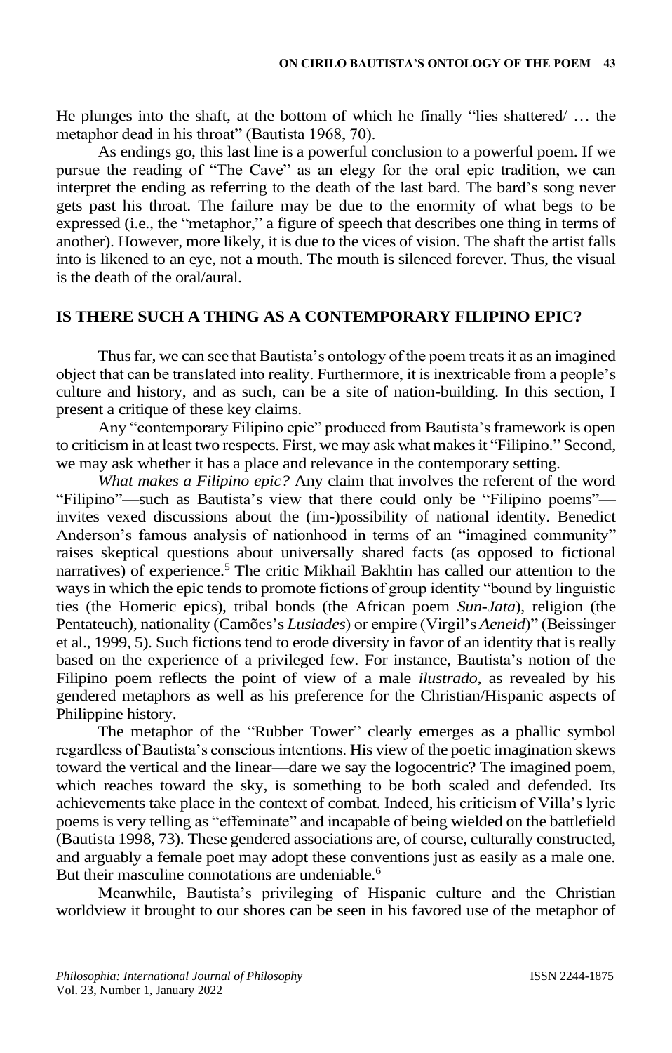He plunges into the shaft, at the bottom of which he finally "lies shattered/ … the metaphor dead in his throat" (Bautista 1968, 70).

As endings go, this last line is a powerful conclusion to a powerful poem. If we pursue the reading of "The Cave" as an elegy for the oral epic tradition, we can interpret the ending as referring to the death of the last bard. The bard's song never gets past his throat. The failure may be due to the enormity of what begs to be expressed (i.e., the "metaphor," a figure of speech that describes one thing in terms of another). However, more likely, it is due to the vices of vision. The shaft the artist falls into is likened to an eye, not a mouth. The mouth is silenced forever. Thus, the visual is the death of the oral/aural.

## IS THERE SUCH A THING AS A CONTEMPORARY FILIPINO EPIC?

Thus far, we can see that Bautista's ontology of the poem treats it as an imagined object that can be translated into reality. Furthermore, it is inextricable from a people's culture and history, and as such, can be a site of nation-building. In this section, I present a critique of these key claims.

Any "contemporary Filipino epic" produced from Bautista's framework is open to criticism in at least two respects. First, we may ask what makes it "Filipino." Second, we may ask whether it has a place and relevance in the contemporary setting.

*What makes a Filipino epic?* Any claim that involves the referent of the word "Filipino"—such as Bautista's view that there could only be "Filipino poems"—invites vexed discussions about the (im-)possibility of national identity. Benedict Anderson's famous analysis of nationhood in terms of an "imagined community" raises skeptical questions about universally shared facts (as opposed to fictional narratives) of experience.[5] The critic Mikhail Bakhtin has called our attention to the ways in which the epic tends to promote fictions of group identity "bound by linguistic ties (the Homeric epics), tribal bonds (the African poem *Sun-Jata*), religion (the Pentateuch), nationality (Camões's *Lusiades*) or empire (Virgil's *Aeneid*)" (Beissinger et al., 1999, 5). Such fictions tend to erode diversity in favor of an identity that is really based on the experience of a privileged few. For instance, Bautista's notion of the Filipino poem reflects the point of view of a male *ilustrado*, as revealed by his gendered metaphors as well as his preference for the Christian/Hispanic aspects of Philippine history.

The metaphor of the "Rubber Tower" clearly emerges as a phallic symbol regardless of Bautista's conscious intentions. His view of the poetic imagination skews toward the vertical and the linear—dare we say the logocentric? The imagined poem, which reaches toward the sky, is something to be both scaled and defended. Its achievements take place in the context of combat. Indeed, his criticism of Villa's lyric poems is very telling as "effeminate" and incapable of being wielded on the battlefield (Bautista 1998, 73). These gendered associations are, of course, culturally constructed, and arguably a female poet may adopt these conventions just as easily as a male one. But their masculine connotations are undeniable.[6]

Meanwhile, Bautista's privileging of Hispanic culture and the Christian worldview it brought to our shores can be seen in his favored use of the metaphor of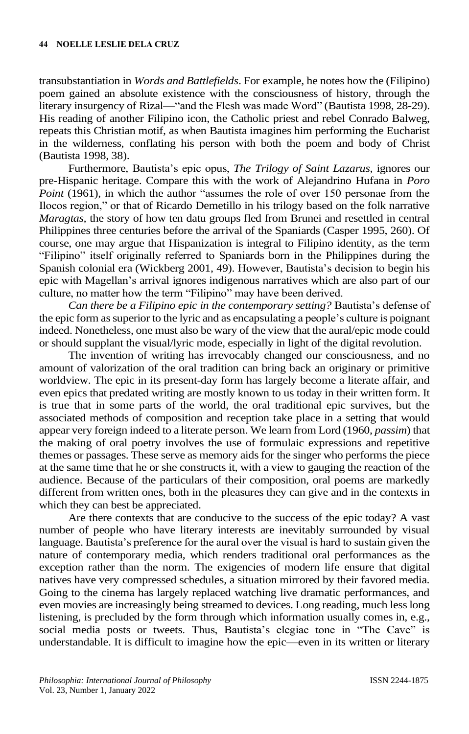transubstantiation in *Words and Battlefields*. For example, he notes how the (Filipino) poem gained an absolute existence with the consciousness of history, through the literary insurgency of Rizal—"and the Flesh was made Word" (Bautista 1998, 28-29). His reading of another Filipino icon, the Catholic priest and rebel Conrado Balweg, repeats this Christian motif, as when Bautista imagines him performing the Eucharist in the wilderness, conflating his person with both the poem and body of Christ (Bautista 1998, 38).

Furthermore, Bautista's epic opus, *The Trilogy of Saint Lazarus*, ignores our pre-Hispanic heritage. Compare this with the work of Alejandrino Hufana in *Poro Point* (1961), in which the author "assumes the role of over 150 personae from the Ilocos region," or that of Ricardo Demetillo in his trilogy based on the folk narrative *Maragtas*, the story of how ten datu groups fled from Brunei and resettled in central Philippines three centuries before the arrival of the Spaniards (Casper 1995, 260). Of course, one may argue that Hispanization is integral to Filipino identity, as the term "Filipino" itself originally referred to Spaniards born in the Philippines during the Spanish colonial era (Wickberg 2001, 49). However, Bautista's decision to begin his epic with Magellan's arrival ignores indigenous narratives which are also part of our culture, no matter how the term "Filipino" may have been derived.

*Can there be a Filipino epic in the contemporary setting?* Bautista's defense of the epic form as superior to the lyric and as encapsulating a people's culture is poignant indeed. Nonetheless, one must also be wary of the view that the aural/epic mode could or should supplant the visual/lyric mode, especially in light of the digital revolution.

The invention of writing has irrevocably changed our consciousness, and no amount of valorization of the oral tradition can bring back an originary or primitive worldview. The epic in its present-day form has largely become a literate affair, and even epics that predated writing are mostly known to us today in their written form. It is true that in some parts of the world, the oral traditional epic survives, but the associated methods of composition and reception take place in a setting that would appear very foreign indeed to a literate person. We learn from Lord (1960, *passim*) that the making of oral poetry involves the use of formulaic expressions and repetitive themes or passages. These serve as memory aids for the singer who performs the piece at the same time that he or she constructs it, with a view to gauging the reaction of the audience. Because of the particulars of their composition, oral poems are markedly different from written ones, both in the pleasures they can give and in the contexts in which they can best be appreciated.

Are there contexts that are conducive to the success of the epic today? A vast number of people who have literary interests are inevitably surrounded by visual language. Bautista's preference for the aural over the visual is hard to sustain given the nature of contemporary media, which renders traditional oral performances as the exception rather than the norm. The exigencies of modern life ensure that digital natives have very compressed schedules, a situation mirrored by their favored media. Going to the cinema has largely replaced watching live dramatic performances, and even movies are increasingly being streamed to devices. Long reading, much less long listening, is precluded by the form through which information usually comes in, e.g., social media posts or tweets. Thus, Bautista's elegiac tone in "The Cave" is understandable. It is difficult to imagine how the epic—even in its written or literary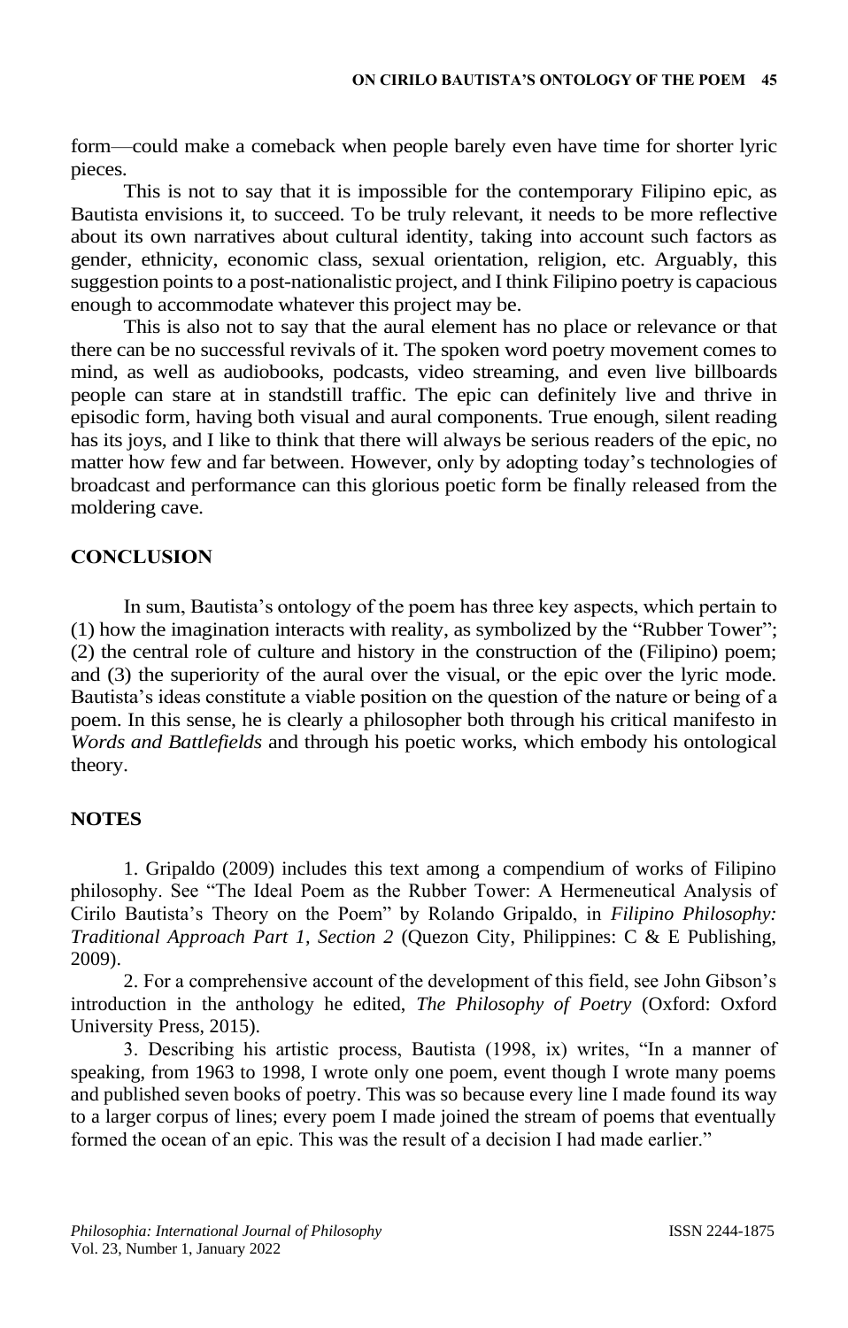form—could make a comeback when people barely even have time for shorter lyric pieces.

This is not to say that it is impossible for the contemporary Filipino epic, as Bautista envisions it, to succeed. To be truly relevant, it needs to be more reflective about its own narratives about cultural identity, taking into account such factors as gender, ethnicity, economic class, sexual orientation, religion, etc. Arguably, this suggestion points to a post-nationalistic project, and I think Filipino poetry is capacious enough to accommodate whatever this project may be.

This is also not to say that the aural element has no place or relevance or that there can be no successful revivals of it. The spoken word poetry movement comes to mind, as well as audiobooks, podcasts, video streaming, and even live billboards people can stare at in standstill traffic. The epic can definitely live and thrive in episodic form, having both visual and aural components. True enough, silent reading has its joys, and I like to think that there will always be serious readers of the epic, no matter how few and far between. However, only by adopting today's technologies of broadcast and performance can this glorious poetic form be finally released from the moldering cave.

## CONCLUSION

In sum, Bautista's ontology of the poem has three key aspects, which pertain to (1) how the imagination interacts with reality, as symbolized by the "Rubber Tower"; (2) the central role of culture and history in the construction of the (Filipino) poem; and (3) the superiority of the aural over the visual, or the epic over the lyric mode. Bautista's ideas constitute a viable position on the question of the nature or being of a poem. In this sense, he is clearly a philosopher both through his critical manifesto in *Words and Battlefields* and through his poetic works, which embody his ontological theory.

## NOTES

1. Gripaldo (2009) includes this text among a compendium of works of Filipino philosophy. See "The Ideal Poem as the Rubber Tower: A Hermeneutical Analysis of Cirilo Bautista's Theory on the Poem" by Rolando Gripaldo, in *Filipino Philosophy: Traditional Approach Part 1, Section 2* (Quezon City, Philippines: C & E Publishing, 2009).

2. For a comprehensive account of the development of this field, see John Gibson's introduction in the anthology he edited, *The Philosophy of Poetry* (Oxford: Oxford University Press, 2015).

3. Describing his artistic process, Bautista (1998, ix) writes, "In a manner of speaking, from 1963 to 1998, I wrote only one poem, event though I wrote many poems and published seven books of poetry. This was so because every line I made found its way to a larger corpus of lines; every poem I made joined the stream of poems that eventually formed the ocean of an epic. This was the result of a decision I had made earlier."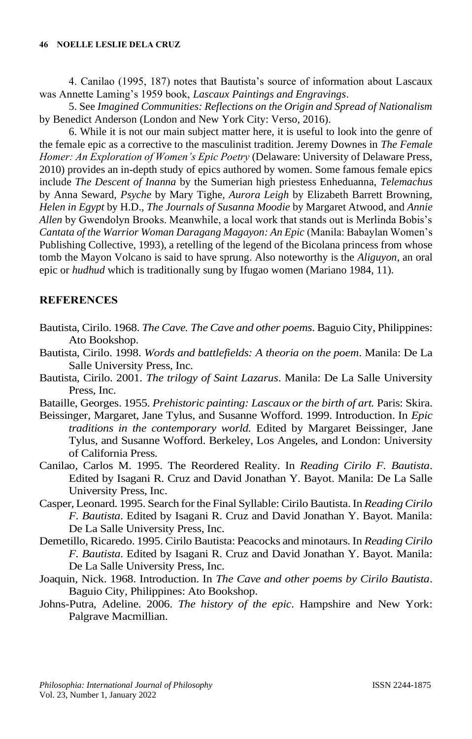4. Canilao (1995, 187) notes that Bautista's source of information about Lascaux was Annette Laming's 1959 book, *Lascaux Paintings and Engravings*.

5. See *Imagined Communities: Reflections on the Origin and Spread of Nationalism* by Benedict Anderson (London and New York City: Verso, 2016).

6. While it is not our main subject matter here, it is useful to look into the genre of the female epic as a corrective to the masculinist tradition. Jeremy Downes in *The Female Homer: An Exploration of Women's Epic Poetry* (Delaware: University of Delaware Press, 2010) provides an in-depth study of epics authored by women. Some famous female epics include *The Descent of Inanna* by the Sumerian high priestess Enheduanna, *Telemachus* by Anna Seward, *Psyche* by Mary Tighe, *Aurora Leigh* by Elizabeth Barrett Browning, *Helen in Egypt* by H.D., *The Journals of Susanna Moodie* by Margaret Atwood, and *Annie Allen* by Gwendolyn Brooks. Meanwhile, a local work that stands out is Merlinda Bobis's *Cantata of the Warrior Woman Daragang Magayon: An Epic* (Manila: Babaylan Women's Publishing Collective, 1993), a retelling of the legend of the Bicolana princess from whose tomb the Mayon Volcano is said to have sprung. Also noteworthy is the *Aliguyon*, an oral epic or *hudhud* which is traditionally sung by Ifugao women (Mariano 1984, 11).

## REFERENCES

Bautista, Cirilo. 1968. *The Cave. The Cave and other poems*. Baguio City, Philippines: Ato Bookshop.

Bautista, Cirilo. 1998. *Words and battlefields: A theoria on the poem*. Manila: De La Salle University Press, Inc.

Bautista, Cirilo. 2001. *The trilogy of Saint Lazarus*. Manila: De La Salle University Press, Inc.

Bataille, Georges. 1955. *Prehistoric painting: Lascaux or the birth of art.* Paris: Skira.

Beissinger, Margaret, Jane Tylus, and Susanne Wofford. 1999. Introduction. In *Epic traditions in the contemporary world.* Edited by Margaret Beissinger, Jane Tylus, and Susanne Wofford. Berkeley, Los Angeles, and London: University of California Press.

Canilao, Carlos M. 1995. The Reordered Reality. In *Reading Cirilo F. Bautista*. Edited by Isagani R. Cruz and David Jonathan Y. Bayot. Manila: De La Salle University Press, Inc.

Casper, Leonard. 1995. Search for the Final Syllable: Cirilo Bautista. In *Reading Cirilo F. Bautista*. Edited by Isagani R. Cruz and David Jonathan Y. Bayot. Manila: De La Salle University Press, Inc.

Demetillo, Ricaredo. 1995. Cirilo Bautista: Peacocks and minotaurs. In *Reading Cirilo F. Bautista*. Edited by Isagani R. Cruz and David Jonathan Y. Bayot. Manila: De La Salle University Press, Inc.

Joaquin, Nick. 1968. Introduction. In *The Cave and other poems by Cirilo Bautista*. Baguio City, Philippines: Ato Bookshop.

Johns-Putra, Adeline. 2006. *The history of the epic*. Hampshire and New York: Palgrave Macmillian.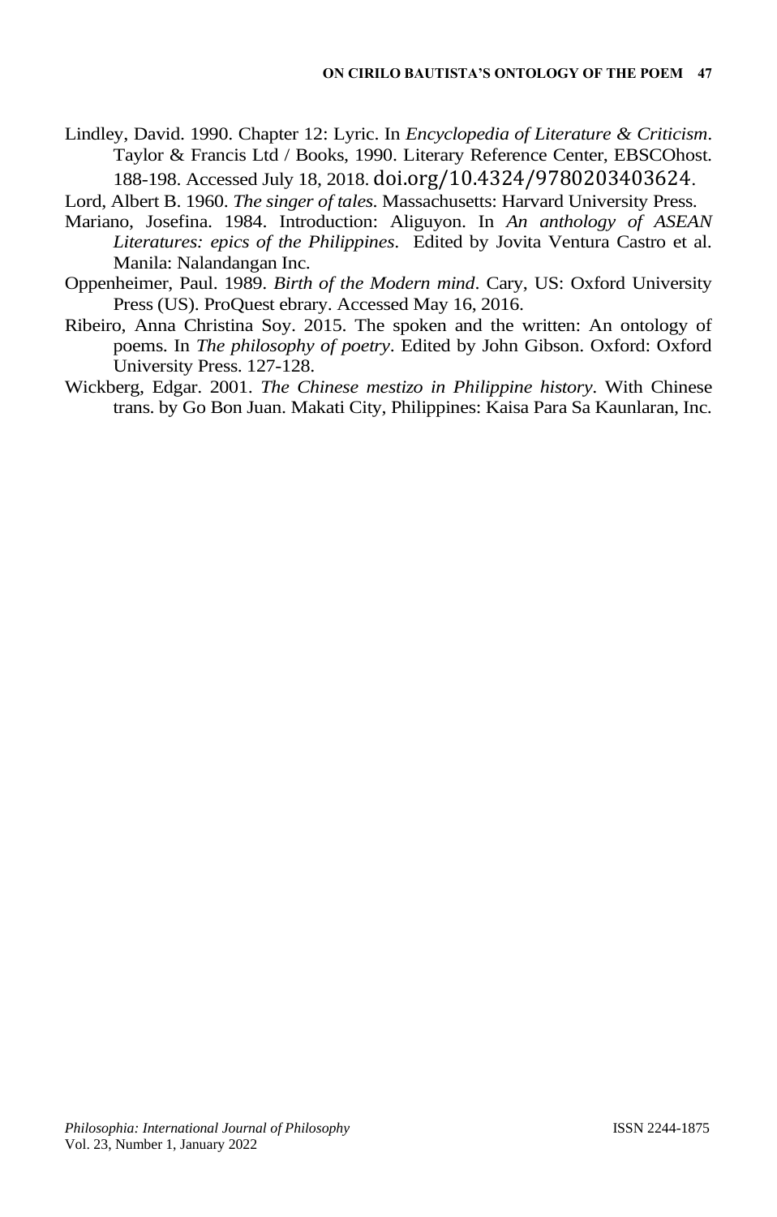Lindley, David. 1990. Chapter 12: Lyric. In *Encyclopedia of Literature & Criticism*. Taylor & Francis Ltd / Books, 1990. Literary Reference Center, EBSCOhost. 188-198. Accessed July 18, 2018. doi.org/10.4324/9780203403624.

Lord, Albert B. 1960. *The singer of tales*. Massachusetts: Harvard University Press.

Mariano, Josefina. 1984. Introduction: Aliguyon. In *An anthology of ASEAN Literatures: epics of the Philippines*. Edited by Jovita Ventura Castro et al. Manila: Nalandangan Inc.

Oppenheimer, Paul. 1989. *Birth of the Modern mind*. Cary, US: Oxford University Press (US). ProQuest ebrary. Accessed May 16, 2016.

Ribeiro, Anna Christina Soy. 2015. The spoken and the written: An ontology of poems. In *The philosophy of poetry*. Edited by John Gibson. Oxford: Oxford University Press. 127-128.

Wickberg, Edgar. 2001. *The Chinese mestizo in Philippine history*. With Chinese trans. by Go Bon Juan. Makati City, Philippines: Kaisa Para Sa Kaunlaran, Inc.